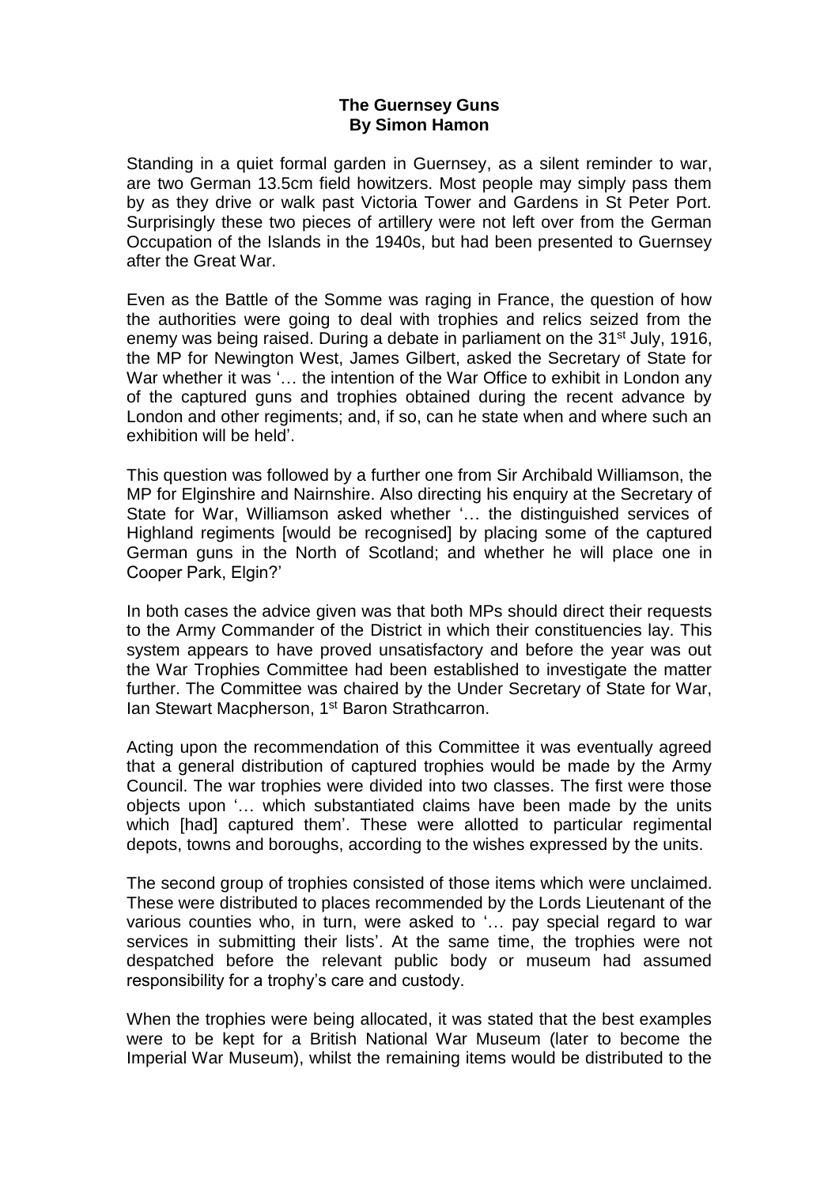**The Guernsey Guns**
**By Simon Hamon**

Standing in a quiet formal garden in Guernsey, as a silent reminder to war, are two German 13.5cm field howitzers. Most people may simply pass them by as they drive or walk past Victoria Tower and Gardens in St Peter Port. Surprisingly these two pieces of artillery were not left over from the German Occupation of the Islands in the 1940s, but had been presented to Guernsey after the Great War.

Even as the Battle of the Somme was raging in France, the question of how the authorities were going to deal with trophies and relics seized from the enemy was being raised. During a debate in parliament on the 31st July, 1916, the MP for Newington West, James Gilbert, asked the Secretary of State for War whether it was '… the intention of the War Office to exhibit in London any of the captured guns and trophies obtained during the recent advance by London and other regiments; and, if so, can he state when and where such an exhibition will be held'.

This question was followed by a further one from Sir Archibald Williamson, the MP for Elginshire and Nairnshire. Also directing his enquiry at the Secretary of State for War, Williamson asked whether '… the distinguished services of Highland regiments [would be recognised] by placing some of the captured German guns in the North of Scotland; and whether he will place one in Cooper Park, Elgin?'

In both cases the advice given was that both MPs should direct their requests to the Army Commander of the District in which their constituencies lay. This system appears to have proved unsatisfactory and before the year was out the War Trophies Committee had been established to investigate the matter further. The Committee was chaired by the Under Secretary of State for War, Ian Stewart Macpherson, 1st Baron Strathcarron.

Acting upon the recommendation of this Committee it was eventually agreed that a general distribution of captured trophies would be made by the Army Council. The war trophies were divided into two classes. The first were those objects upon '… which substantiated claims have been made by the units which [had] captured them'. These were allotted to particular regimental depots, towns and boroughs, according to the wishes expressed by the units.

The second group of trophies consisted of those items which were unclaimed. These were distributed to places recommended by the Lords Lieutenant of the various counties who, in turn, were asked to '… pay special regard to war services in submitting their lists'. At the same time, the trophies were not despatched before the relevant public body or museum had assumed responsibility for a trophy's care and custody.

When the trophies were being allocated, it was stated that the best examples were to be kept for a British National War Museum (later to become the Imperial War Museum), whilst the remaining items would be distributed to the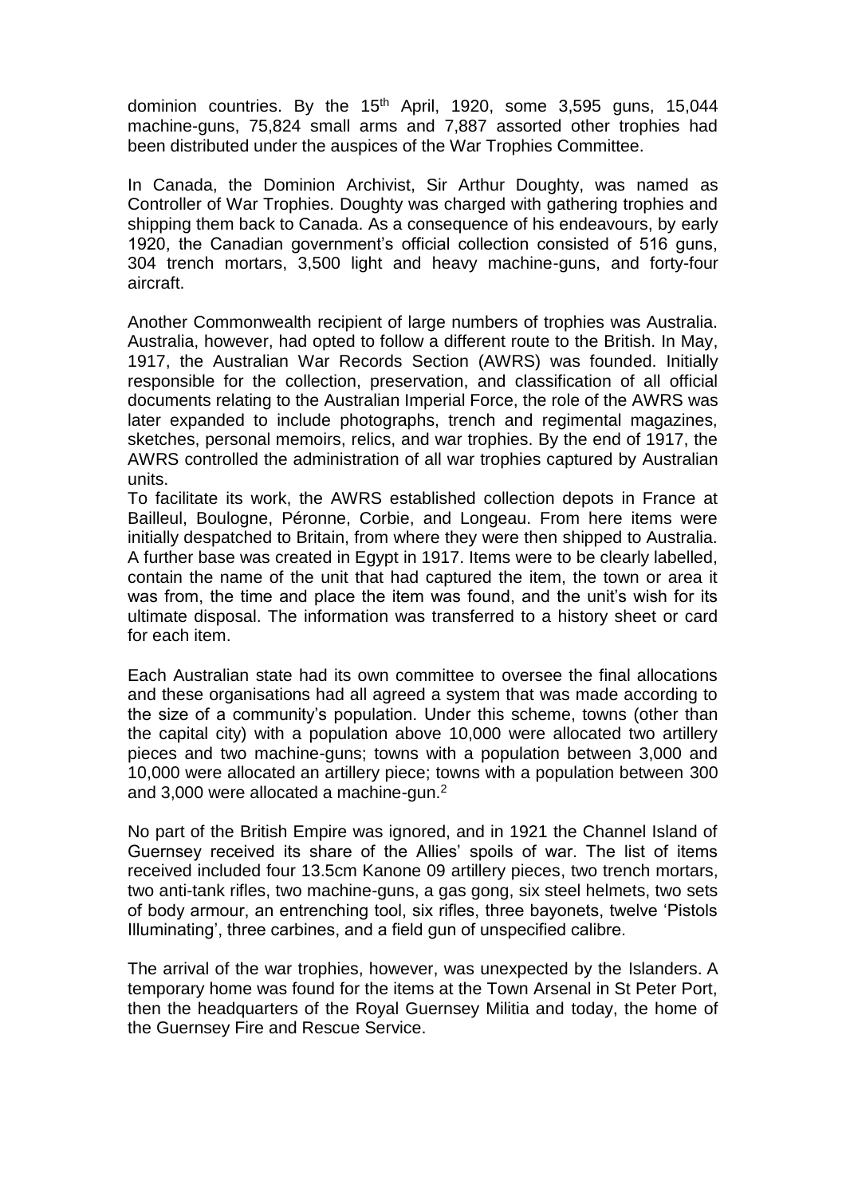dominion countries. By the 15th April, 1920, some 3,595 guns, 15,044 machine-guns, 75,824 small arms and 7,887 assorted other trophies had been distributed under the auspices of the War Trophies Committee.

In Canada, the Dominion Archivist, Sir Arthur Doughty, was named as Controller of War Trophies. Doughty was charged with gathering trophies and shipping them back to Canada. As a consequence of his endeavours, by early 1920, the Canadian government's official collection consisted of 516 guns, 304 trench mortars, 3,500 light and heavy machine-guns, and forty-four aircraft.

Another Commonwealth recipient of large numbers of trophies was Australia. Australia, however, had opted to follow a different route to the British. In May, 1917, the Australian War Records Section (AWRS) was founded. Initially responsible for the collection, preservation, and classification of all official documents relating to the Australian Imperial Force, the role of the AWRS was later expanded to include photographs, trench and regimental magazines, sketches, personal memoirs, relics, and war trophies. By the end of 1917, the AWRS controlled the administration of all war trophies captured by Australian units.

To facilitate its work, the AWRS established collection depots in France at Bailleul, Boulogne, Péronne, Corbie, and Longeau. From here items were initially despatched to Britain, from where they were then shipped to Australia. A further base was created in Egypt in 1917. Items were to be clearly labelled, contain the name of the unit that had captured the item, the town or area it was from, the time and place the item was found, and the unit's wish for its ultimate disposal. The information was transferred to a history sheet or card for each item.

Each Australian state had its own committee to oversee the final allocations and these organisations had all agreed a system that was made according to the size of a community's population. Under this scheme, towns (other than the capital city) with a population above 10,000 were allocated two artillery pieces and two machine-guns; towns with a population between 3,000 and 10,000 were allocated an artillery piece; towns with a population between 300 and 3,000 were allocated a machine-gun.[2]

No part of the British Empire was ignored, and in 1921 the Channel Island of Guernsey received its share of the Allies' spoils of war. The list of items received included four 13.5cm Kanone 09 artillery pieces, two trench mortars, two anti-tank rifles, two machine-guns, a gas gong, six steel helmets, two sets of body armour, an entrenching tool, six rifles, three bayonets, twelve 'Pistols Illuminating', three carbines, and a field gun of unspecified calibre.

The arrival of the war trophies, however, was unexpected by the Islanders. A temporary home was found for the items at the Town Arsenal in St Peter Port, then the headquarters of the Royal Guernsey Militia and today, the home of the Guernsey Fire and Rescue Service.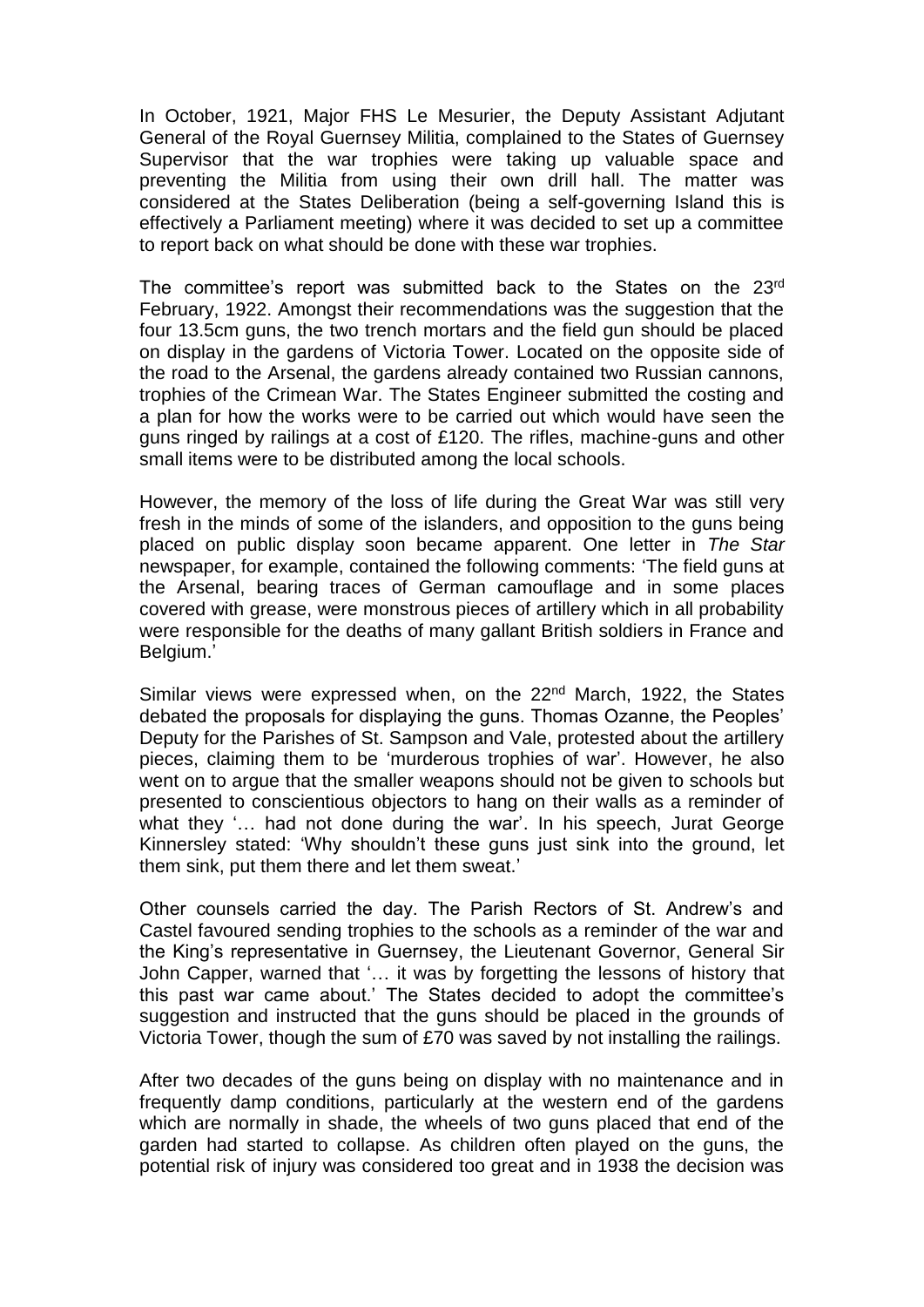In October, 1921, Major FHS Le Mesurier, the Deputy Assistant Adjutant General of the Royal Guernsey Militia, complained to the States of Guernsey Supervisor that the war trophies were taking up valuable space and preventing the Militia from using their own drill hall. The matter was considered at the States Deliberation (being a self-governing Island this is effectively a Parliament meeting) where it was decided to set up a committee to report back on what should be done with these war trophies.

The committee's report was submitted back to the States on the 23rd February, 1922. Amongst their recommendations was the suggestion that the four 13.5cm guns, the two trench mortars and the field gun should be placed on display in the gardens of Victoria Tower. Located on the opposite side of the road to the Arsenal, the gardens already contained two Russian cannons, trophies of the Crimean War. The States Engineer submitted the costing and a plan for how the works were to be carried out which would have seen the guns ringed by railings at a cost of £120. The rifles, machine-guns and other small items were to be distributed among the local schools.

However, the memory of the loss of life during the Great War was still very fresh in the minds of some of the islanders, and opposition to the guns being placed on public display soon became apparent. One letter in *The Star* newspaper, for example, contained the following comments: 'The field guns at the Arsenal, bearing traces of German camouflage and in some places covered with grease, were monstrous pieces of artillery which in all probability were responsible for the deaths of many gallant British soldiers in France and Belgium.'

Similar views were expressed when, on the 22nd March, 1922, the States debated the proposals for displaying the guns. Thomas Ozanne, the Peoples' Deputy for the Parishes of St. Sampson and Vale, protested about the artillery pieces, claiming them to be 'murderous trophies of war'. However, he also went on to argue that the smaller weapons should not be given to schools but presented to conscientious objectors to hang on their walls as a reminder of what they '… had not done during the war'. In his speech, Jurat George Kinnersley stated: 'Why shouldn't these guns just sink into the ground, let them sink, put them there and let them sweat.'

Other counsels carried the day. The Parish Rectors of St. Andrew's and Castel favoured sending trophies to the schools as a reminder of the war and the King's representative in Guernsey, the Lieutenant Governor, General Sir John Capper, warned that '… it was by forgetting the lessons of history that this past war came about.' The States decided to adopt the committee's suggestion and instructed that the guns should be placed in the grounds of Victoria Tower, though the sum of £70 was saved by not installing the railings.

After two decades of the guns being on display with no maintenance and in frequently damp conditions, particularly at the western end of the gardens which are normally in shade, the wheels of two guns placed that end of the garden had started to collapse. As children often played on the guns, the potential risk of injury was considered too great and in 1938 the decision was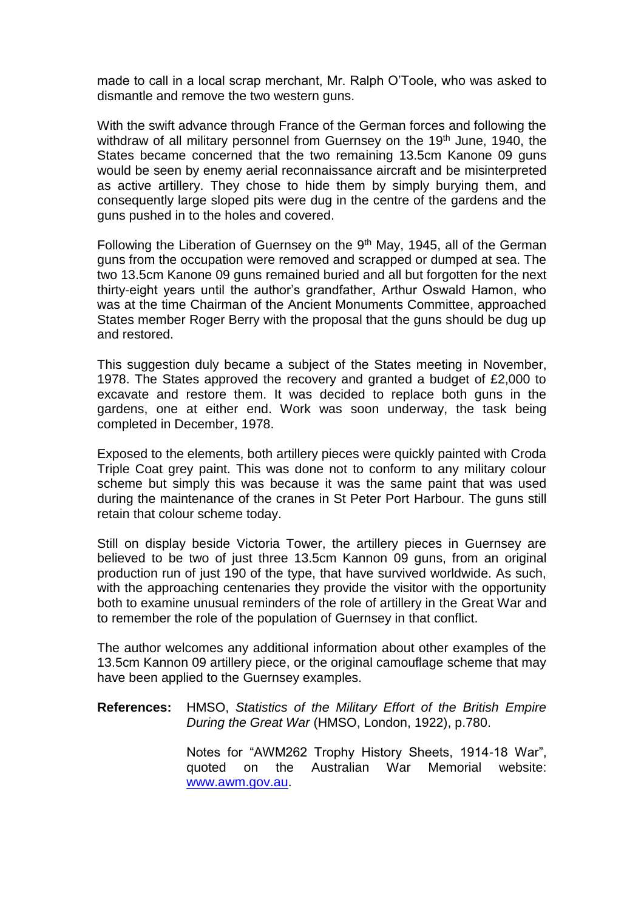made to call in a local scrap merchant, Mr. Ralph O'Toole, who was asked to dismantle and remove the two western guns.

With the swift advance through France of the German forces and following the withdraw of all military personnel from Guernsey on the 19th June, 1940, the States became concerned that the two remaining 13.5cm Kanone 09 guns would be seen by enemy aerial reconnaissance aircraft and be misinterpreted as active artillery. They chose to hide them by simply burying them, and consequently large sloped pits were dug in the centre of the gardens and the guns pushed in to the holes and covered.

Following the Liberation of Guernsey on the 9th May, 1945, all of the German guns from the occupation were removed and scrapped or dumped at sea. The two 13.5cm Kanone 09 guns remained buried and all but forgotten for the next thirty-eight years until the author's grandfather, Arthur Oswald Hamon, who was at the time Chairman of the Ancient Monuments Committee, approached States member Roger Berry with the proposal that the guns should be dug up and restored.

This suggestion duly became a subject of the States meeting in November, 1978. The States approved the recovery and granted a budget of £2,000 to excavate and restore them. It was decided to replace both guns in the gardens, one at either end. Work was soon underway, the task being completed in December, 1978.

Exposed to the elements, both artillery pieces were quickly painted with Croda Triple Coat grey paint. This was done not to conform to any military colour scheme but simply this was because it was the same paint that was used during the maintenance of the cranes in St Peter Port Harbour. The guns still retain that colour scheme today.

Still on display beside Victoria Tower, the artillery pieces in Guernsey are believed to be two of just three 13.5cm Kannon 09 guns, from an original production run of just 190 of the type, that have survived worldwide. As such, with the approaching centenaries they provide the visitor with the opportunity both to examine unusual reminders of the role of artillery in the Great War and to remember the role of the population of Guernsey in that conflict.

The author welcomes any additional information about other examples of the 13.5cm Kannon 09 artillery piece, or the original camouflage scheme that may have been applied to the Guernsey examples.

**References:** HMSO, *Statistics of the Military Effort of the British Empire During the Great War* (HMSO, London, 1922), p.780.

Notes for "AWM262 Trophy History Sheets, 1914-18 War", quoted on the Australian War Memorial website: www.awm.gov.au.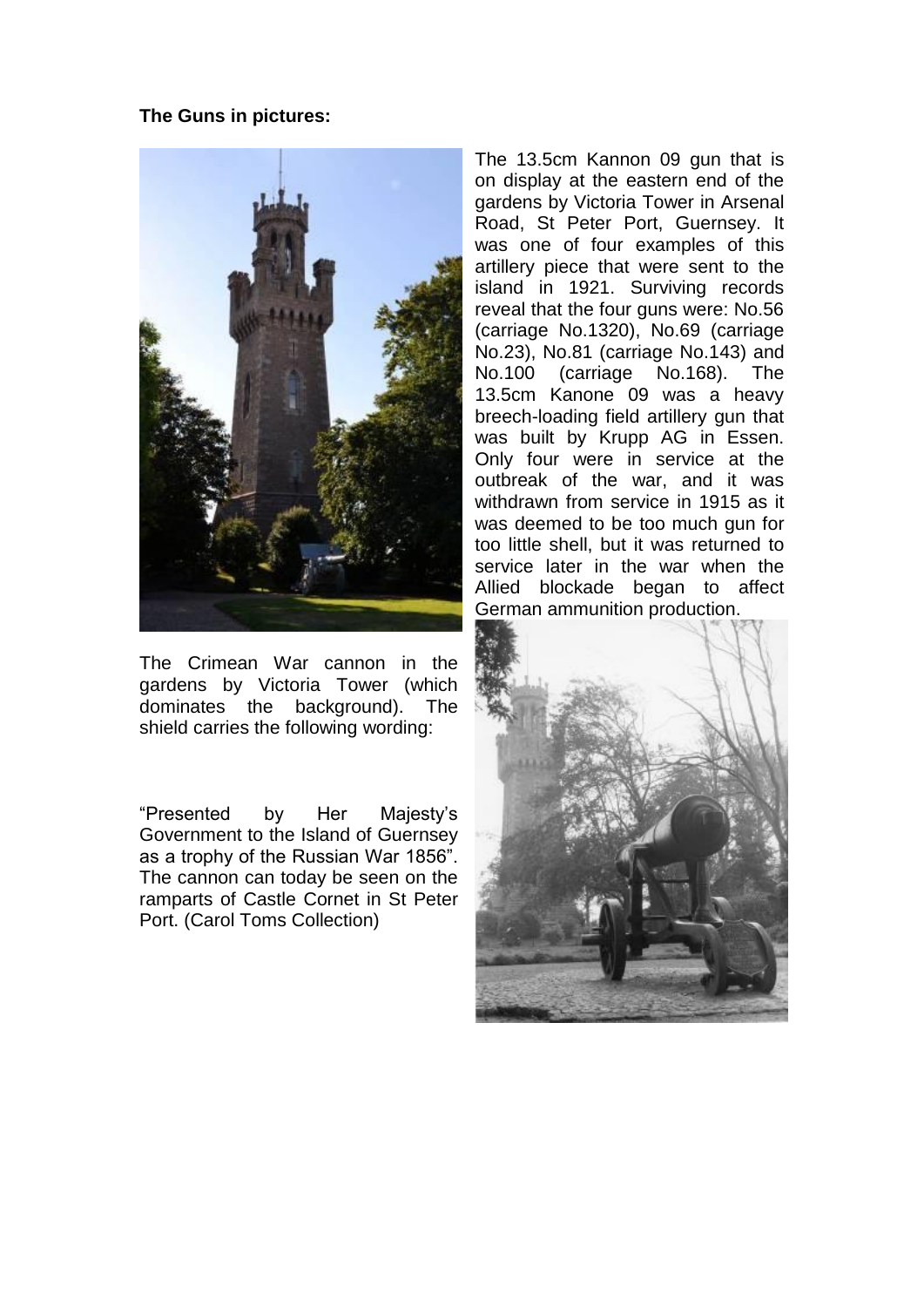**The Guns in pictures:**

The 13.5cm Kannon 09 gun that is on display at the eastern end of the gardens by Victoria Tower in Arsenal Road, St Peter Port, Guernsey. It was one of four examples of this artillery piece that were sent to the island in 1921. Surviving records reveal that the four guns were: No.56 (carriage No.1320), No.69 (carriage No.23), No.81 (carriage No.143) and No.100 (carriage No.168). The 13.5cm Kanone 09 was a heavy breech-loading field artillery gun that was built by Krupp AG in Essen. Only four were in service at the outbreak of the war, and it was withdrawn from service in 1915 as it was deemed to be too much gun for too little shell, but it was returned to service later in the war when the Allied blockade began to affect German ammunition production.

The Crimean War cannon in the gardens by Victoria Tower (which dominates the background). The shield carries the following wording:

"Presented by Her Majesty's Government to the Island of Guernsey as a trophy of the Russian War 1856". The cannon can today be seen on the ramparts of Castle Cornet in St Peter Port. (Carol Toms Collection)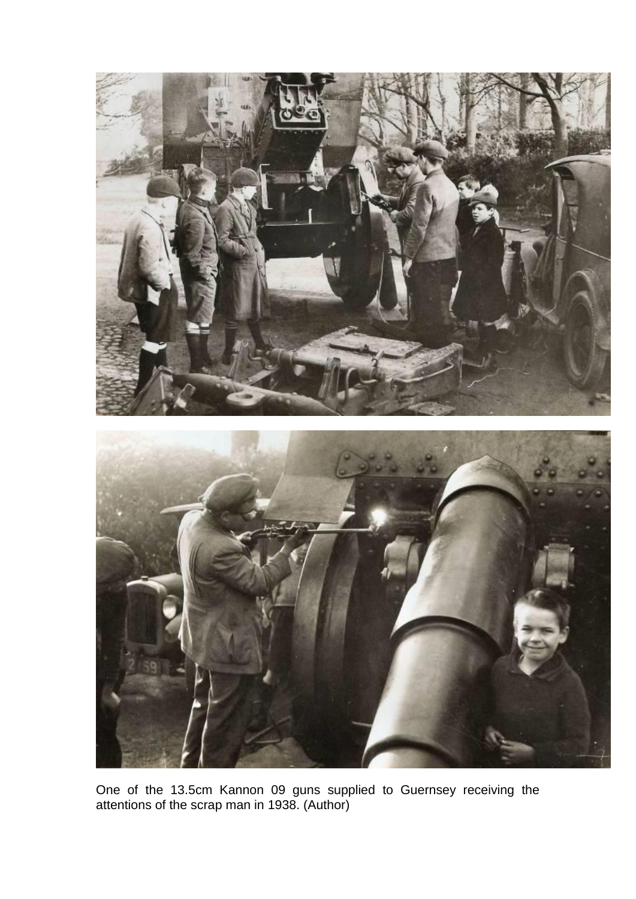One of the 13.5cm Kannon 09 guns supplied to Guernsey receiving the attentions of the scrap man in 1938. (Author)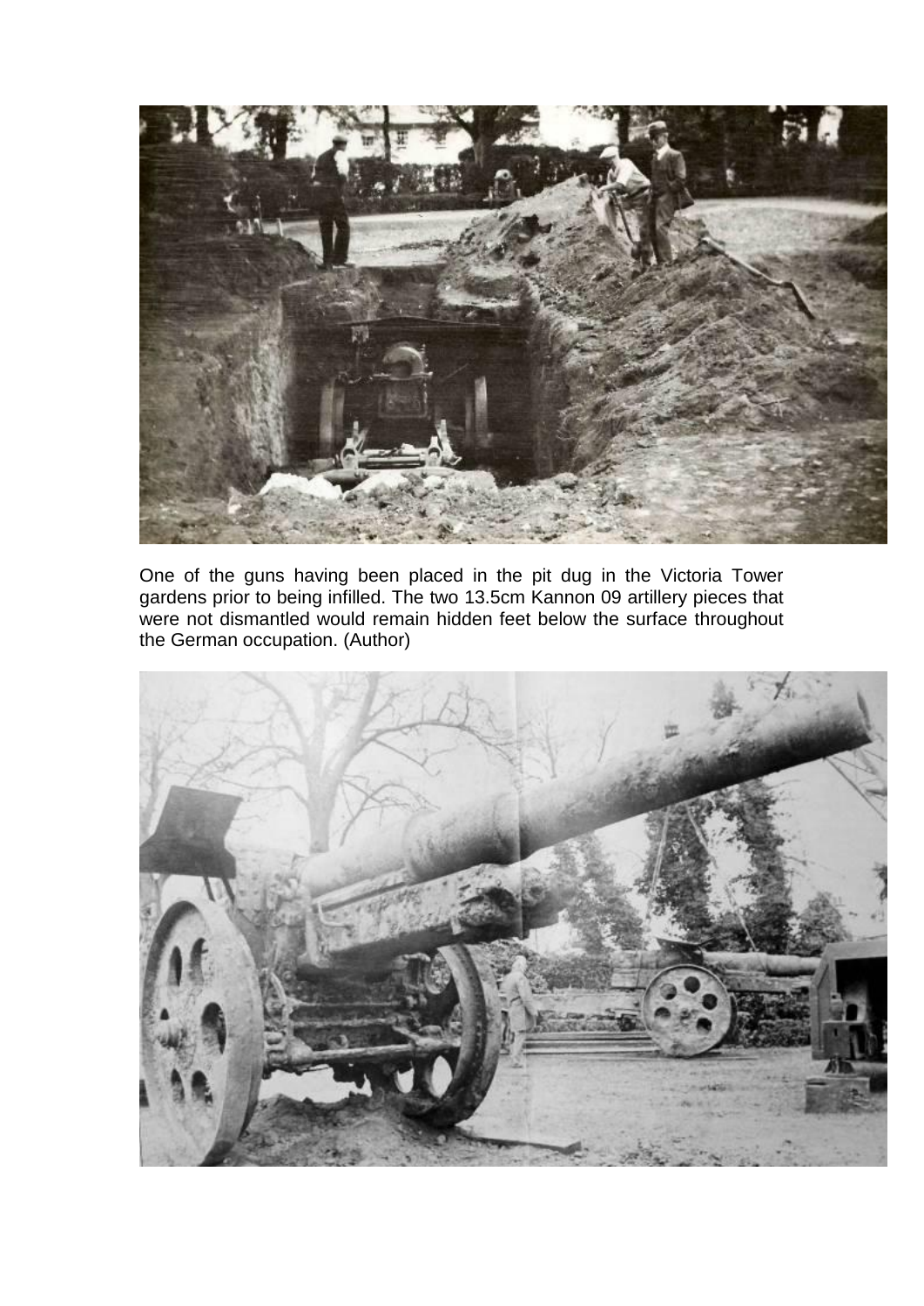One of the guns having been placed in the pit dug in the Victoria Tower gardens prior to being infilled. The two 13.5cm Kannon 09 artillery pieces that were not dismantled would remain hidden feet below the surface throughout the German occupation. (Author)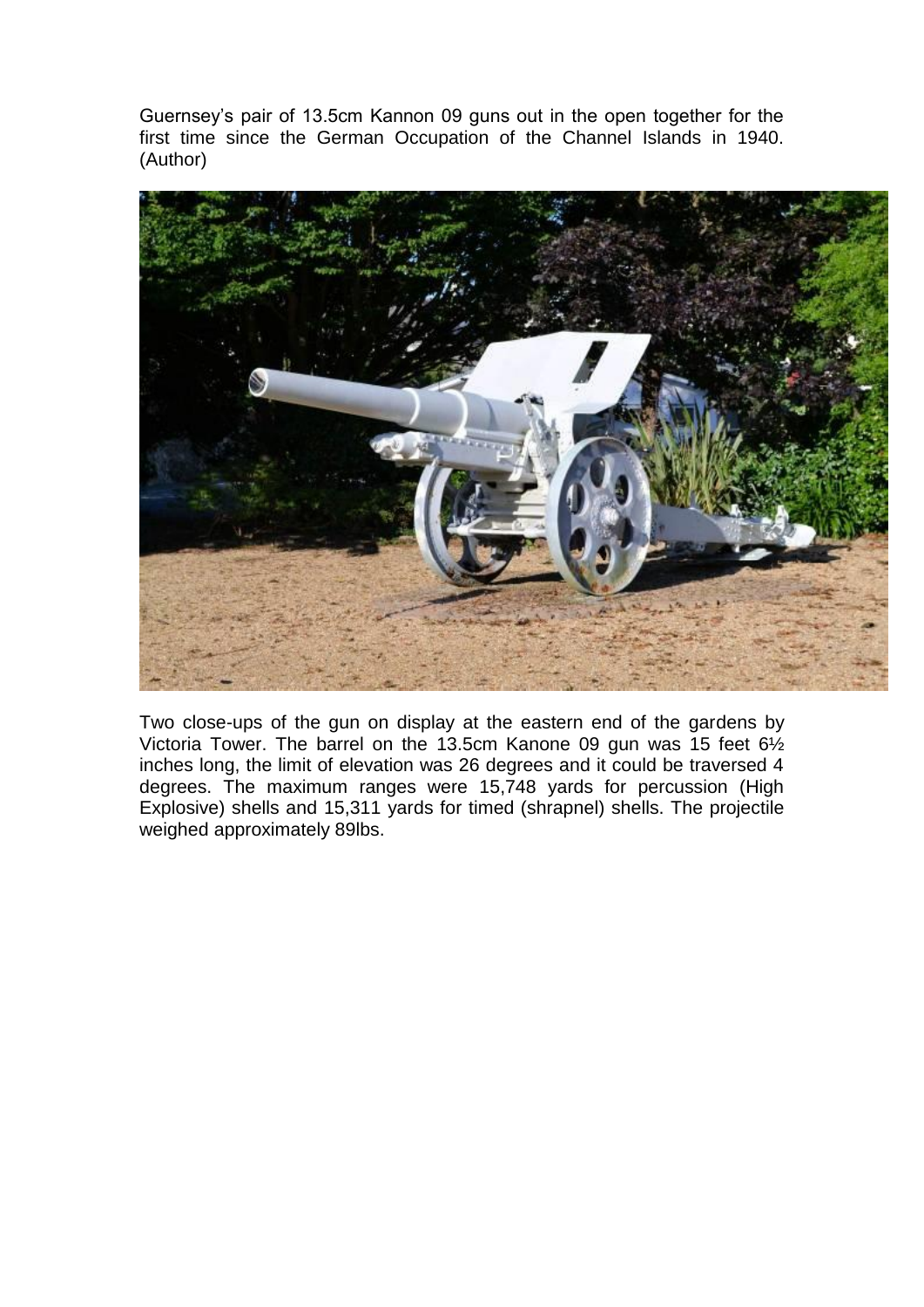Guernsey's pair of 13.5cm Kannon 09 guns out in the open together for the first time since the German Occupation of the Channel Islands in 1940. (Author)

Two close-ups of the gun on display at the eastern end of the gardens by Victoria Tower. The barrel on the 13.5cm Kanone 09 gun was 15 feet 6½ inches long, the limit of elevation was 26 degrees and it could be traversed 4 degrees. The maximum ranges were 15,748 yards for percussion (High Explosive) shells and 15,311 yards for timed (shrapnel) shells. The projectile weighed approximately 89lbs.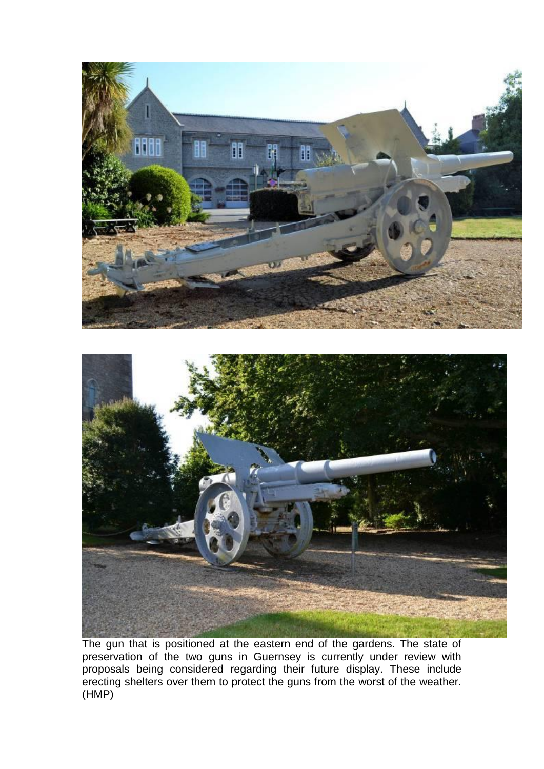The gun that is positioned at the eastern end of the gardens. The state of preservation of the two guns in Guernsey is currently under review with proposals being considered regarding their future display. These include erecting shelters over them to protect the guns from the worst of the weather. (HMP)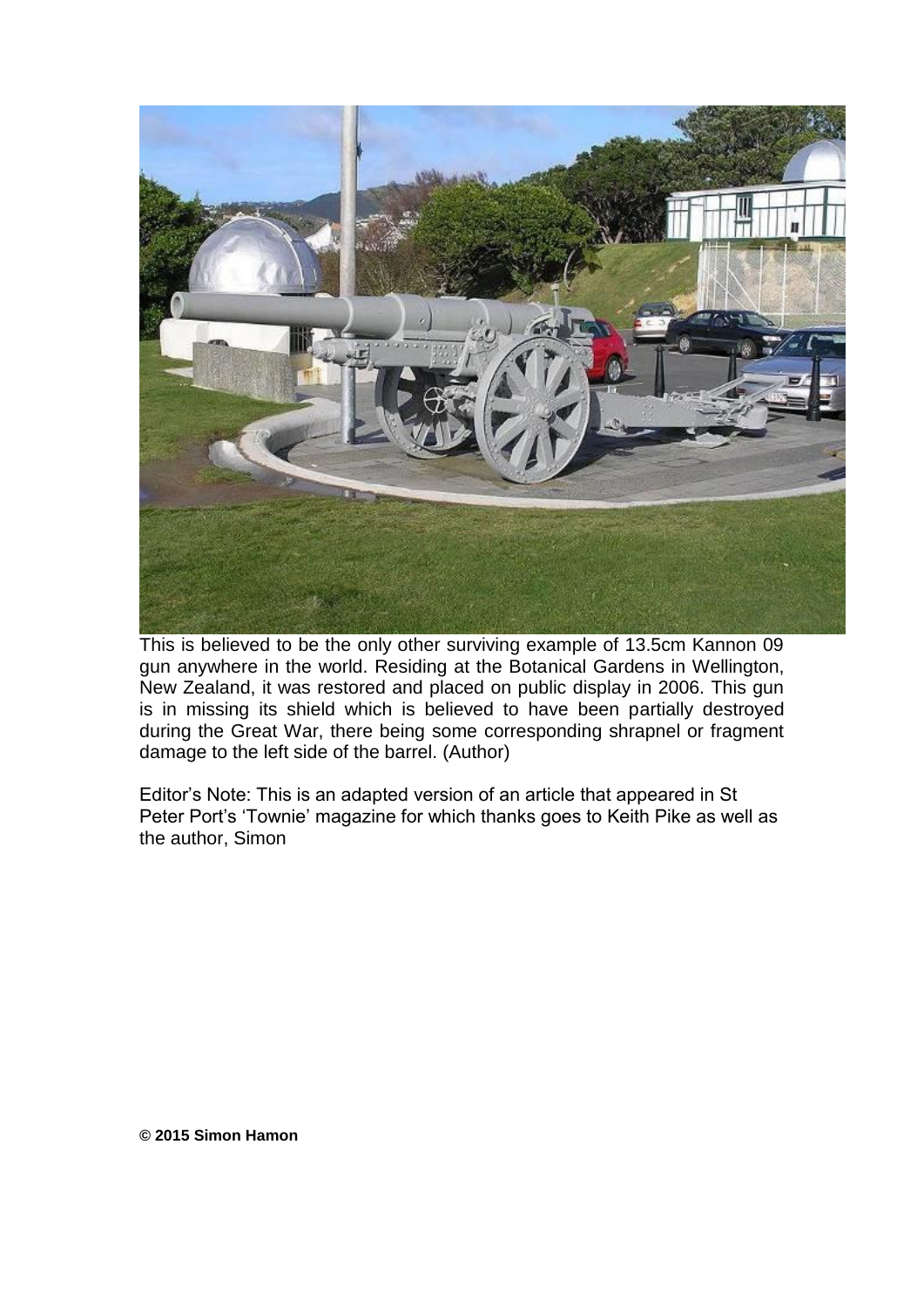This is believed to be the only other surviving example of 13.5cm Kannon 09 gun anywhere in the world. Residing at the Botanical Gardens in Wellington, New Zealand, it was restored and placed on public display in 2006. This gun is in missing its shield which is believed to have been partially destroyed during the Great War, there being some corresponding shrapnel or fragment damage to the left side of the barrel. (Author)

Editor's Note: This is an adapted version of an article that appeared in St Peter Port's 'Townie' magazine for which thanks goes to Keith Pike as well as the author, Simon

**© 2015 Simon Hamon**